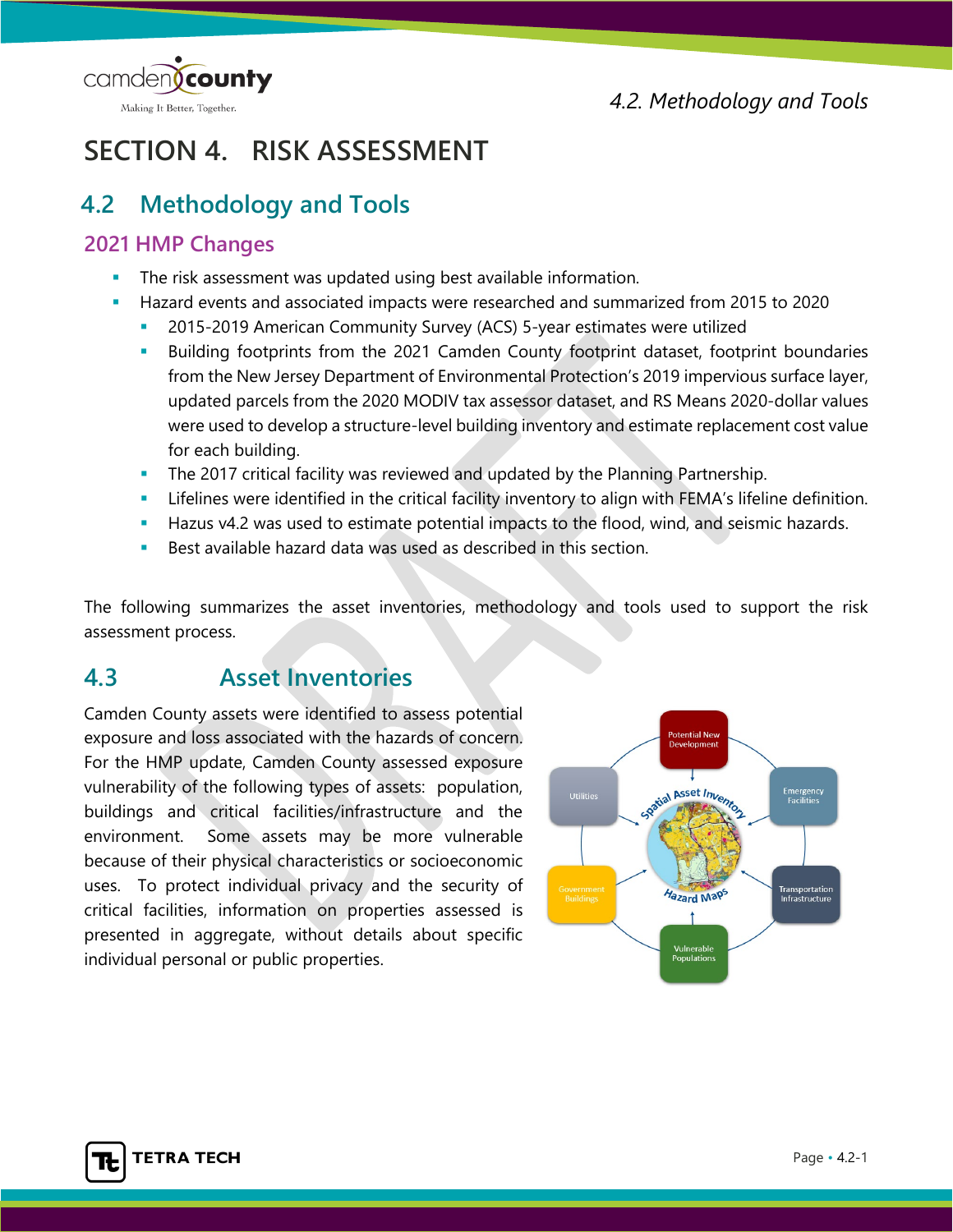# SECTION 4. RISK ASSESSMENT

## 4.2 Methodology and Tools

### 2021 HMP Changes

- The risk assessment was updated using best available information.
- Hazard events and associated impacts were researched and summarized from 2015 to 2020
  - 2015-2019 American Community Survey (ACS) 5-year estimates were utilized
  - Building footprints from the 2021 Camden County footprint dataset, footprint boundaries from the New Jersey Department of Environmental Protection's 2019 impervious surface layer, updated parcels from the 2020 MODIV tax assessor dataset, and RS Means 2020-dollar values were used to develop a structure-level building inventory and estimate replacement cost value for each building.
  - The 2017 critical facility was reviewed and updated by the Planning Partnership.
  - Lifelines were identified in the critical facility inventory to align with FEMA's lifeline definition.
  - Hazus v4.2 was used to estimate potential impacts to the flood, wind, and seismic hazards.
  - Best available hazard data was used as described in this section.

The following summarizes the asset inventories, methodology and tools used to support the risk assessment process.

## 4.3 Asset Inventories

Camden County assets were identified to assess potential exposure and loss associated with the hazards of concern. For the HMP update, Camden County assessed exposure vulnerability of the following types of assets: population, buildings and critical facilities/infrastructure and the environment. Some assets may be more vulnerable because of their physical characteristics or socioeconomic uses. To protect individual privacy and the security of critical facilities, information on properties assessed is presented in aggregate, without details about specific individual personal or public properties.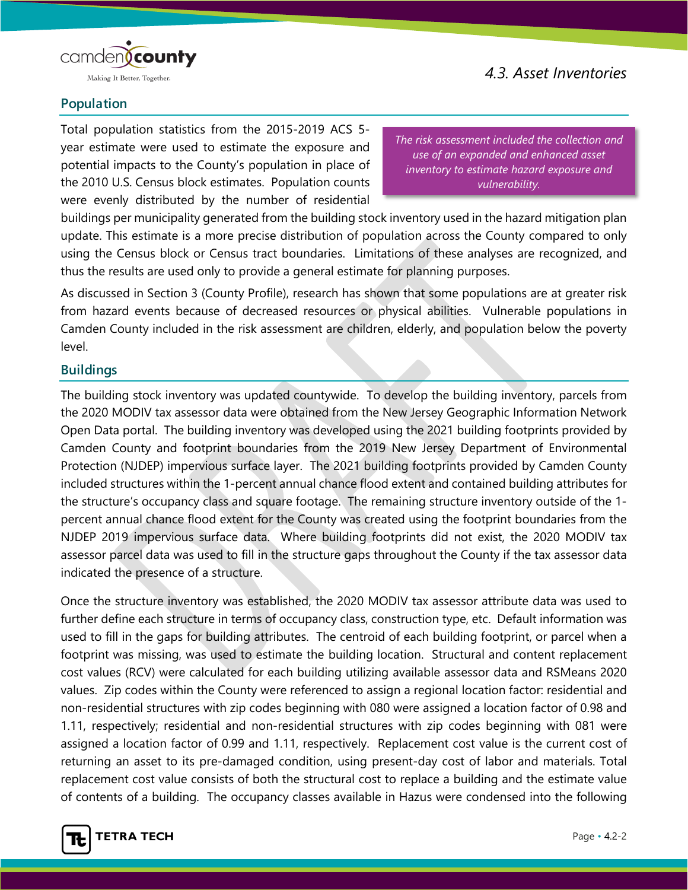## Population

Total population statistics from the 2015-2019 ACS 5-year estimate were used to estimate the exposure and potential impacts to the County's population in place of the 2010 U.S. Census block estimates. Population counts were evenly distributed by the number of residential buildings per municipality generated from the building stock inventory used in the hazard mitigation plan update. This estimate is a more precise distribution of population across the County compared to only using the Census block or Census tract boundaries. Limitations of these analyses are recognized, and thus the results are used only to provide a general estimate for planning purposes.

*The risk assessment included the collection and use of an expanded and enhanced asset inventory to estimate hazard exposure and vulnerability.*

As discussed in Section 3 (County Profile), research has shown that some populations are at greater risk from hazard events because of decreased resources or physical abilities. Vulnerable populations in Camden County included in the risk assessment are children, elderly, and population below the poverty level.

## Buildings

The building stock inventory was updated countywide. To develop the building inventory, parcels from the 2020 MODIV tax assessor data were obtained from the New Jersey Geographic Information Network Open Data portal. The building inventory was developed using the 2021 building footprints provided by Camden County and footprint boundaries from the 2019 New Jersey Department of Environmental Protection (NJDEP) impervious surface layer. The 2021 building footprints provided by Camden County included structures within the 1-percent annual chance flood extent and contained building attributes for the structure's occupancy class and square footage. The remaining structure inventory outside of the 1-percent annual chance flood extent for the County was created using the footprint boundaries from the NJDEP 2019 impervious surface data. Where building footprints did not exist, the 2020 MODIV tax assessor parcel data was used to fill in the structure gaps throughout the County if the tax assessor data indicated the presence of a structure.

Once the structure inventory was established, the 2020 MODIV tax assessor attribute data was used to further define each structure in terms of occupancy class, construction type, etc. Default information was used to fill in the gaps for building attributes. The centroid of each building footprint, or parcel when a footprint was missing, was used to estimate the building location. Structural and content replacement cost values (RCV) were calculated for each building utilizing available assessor data and RSMeans 2020 values. Zip codes within the County were referenced to assign a regional location factor: residential and non-residential structures with zip codes beginning with 080 were assigned a location factor of 0.98 and 1.11, respectively; residential and non-residential structures with zip codes beginning with 081 were assigned a location factor of 0.99 and 1.11, respectively. Replacement cost value is the current cost of returning an asset to its pre-damaged condition, using present-day cost of labor and materials. Total replacement cost value consists of both the structural cost to replace a building and the estimate value of contents of a building. The occupancy classes available in Hazus were condensed into the following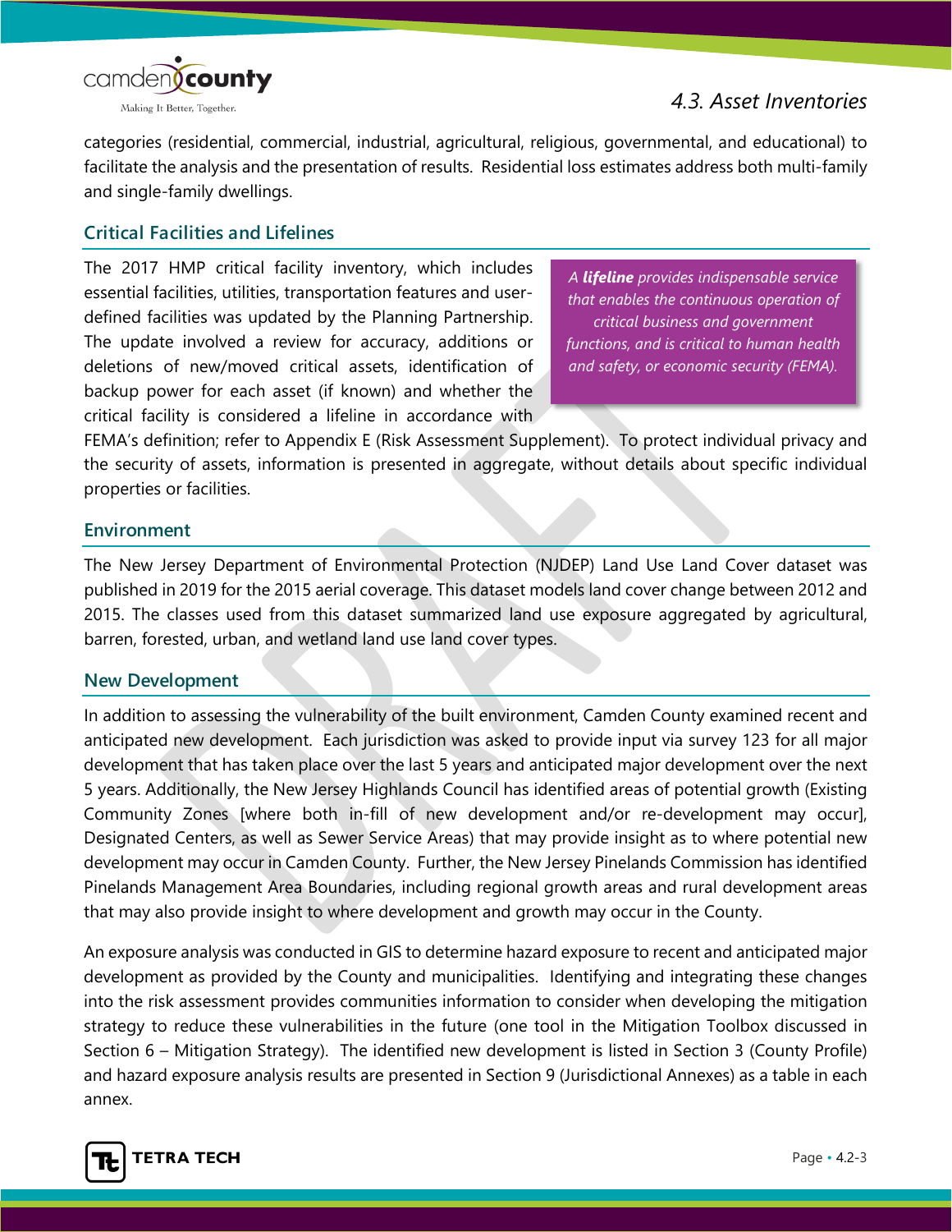categories (residential, commercial, industrial, agricultural, religious, governmental, and educational) to facilitate the analysis and the presentation of results. Residential loss estimates address both multi-family and single-family dwellings.

## Critical Facilities and Lifelines

*A **lifeline** provides indispensable service that enables the continuous operation of critical business and government functions, and is critical to human health and safety, or economic security (FEMA).*

The 2017 HMP critical facility inventory, which includes essential facilities, utilities, transportation features and user-defined facilities was updated by the Planning Partnership. The update involved a review for accuracy, additions or deletions of new/moved critical assets, identification of backup power for each asset (if known) and whether the critical facility is considered a lifeline in accordance with FEMA's definition; refer to Appendix E (Risk Assessment Supplement). To protect individual privacy and the security of assets, information is presented in aggregate, without details about specific individual properties or facilities.

## Environment

The New Jersey Department of Environmental Protection (NJDEP) Land Use Land Cover dataset was published in 2019 for the 2015 aerial coverage. This dataset models land cover change between 2012 and 2015. The classes used from this dataset summarized land use exposure aggregated by agricultural, barren, forested, urban, and wetland land use land cover types.

## New Development

In addition to assessing the vulnerability of the built environment, Camden County examined recent and anticipated new development. Each jurisdiction was asked to provide input via survey 123 for all major development that has taken place over the last 5 years and anticipated major development over the next 5 years. Additionally, the New Jersey Highlands Council has identified areas of potential growth (Existing Community Zones [where both in-fill of new development and/or re-development may occur], Designated Centers, as well as Sewer Service Areas) that may provide insight as to where potential new development may occur in Camden County. Further, the New Jersey Pinelands Commission has identified Pinelands Management Area Boundaries, including regional growth areas and rural development areas that may also provide insight to where development and growth may occur in the County.

An exposure analysis was conducted in GIS to determine hazard exposure to recent and anticipated major development as provided by the County and municipalities. Identifying and integrating these changes into the risk assessment provides communities information to consider when developing the mitigation strategy to reduce these vulnerabilities in the future (one tool in the Mitigation Toolbox discussed in Section 6 – Mitigation Strategy). The identified new development is listed in Section 3 (County Profile) and hazard exposure analysis results are presented in Section 9 (Jurisdictional Annexes) as a table in each annex.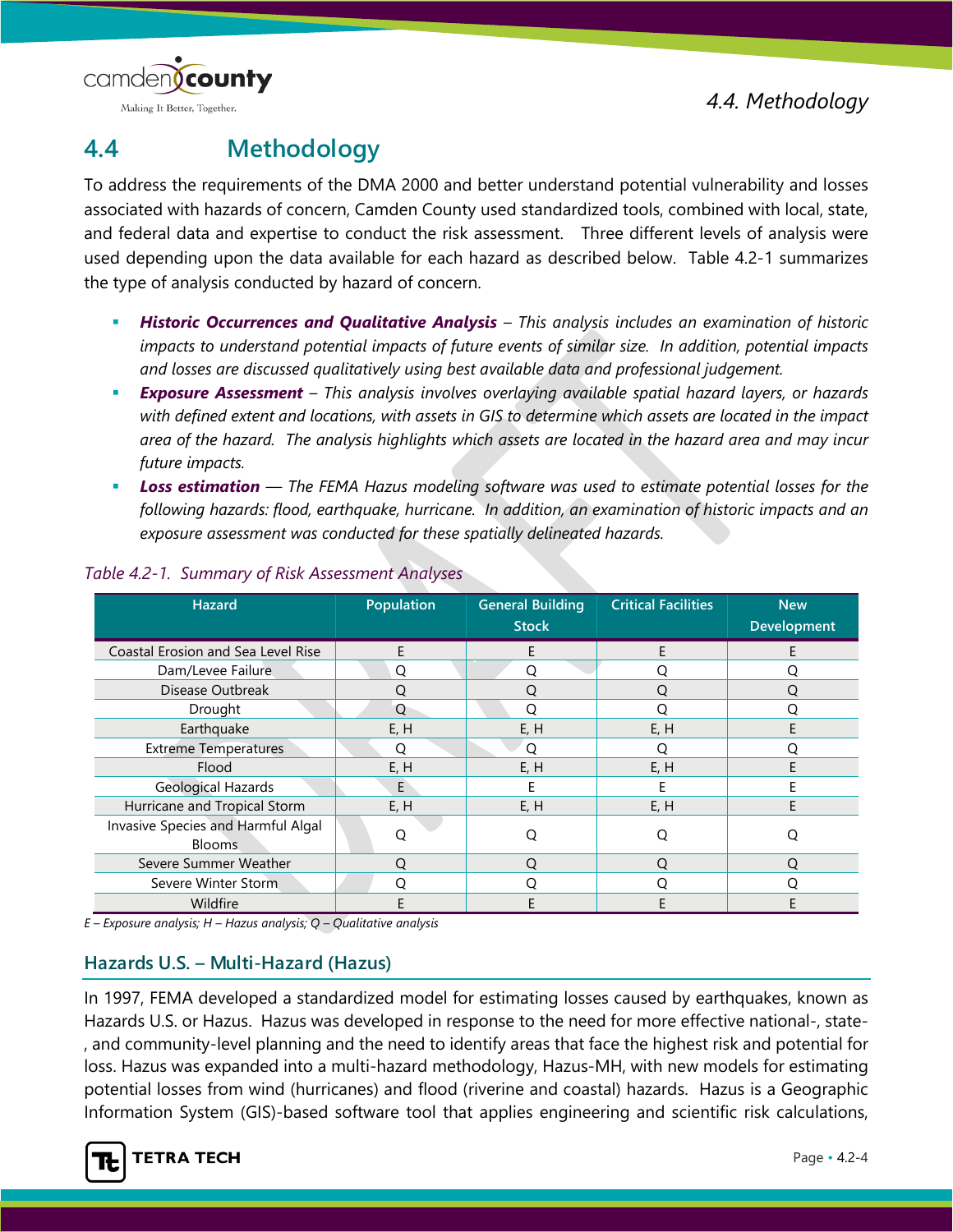## 4.4 Methodology

To address the requirements of the DMA 2000 and better understand potential vulnerability and losses associated with hazards of concern, Camden County used standardized tools, combined with local, state, and federal data and expertise to conduct the risk assessment. Three different levels of analysis were used depending upon the data available for each hazard as described below. Table 4.2-1 summarizes the type of analysis conducted by hazard of concern.

- ***Historic Occurrences and Qualitative Analysis*** *– This analysis includes an examination of historic impacts to understand potential impacts of future events of similar size. In addition, potential impacts and losses are discussed qualitatively using best available data and professional judgement.*
- ***Exposure Assessment*** *– This analysis involves overlaying available spatial hazard layers, or hazards with defined extent and locations, with assets in GIS to determine which assets are located in the impact area of the hazard. The analysis highlights which assets are located in the hazard area and may incur future impacts.*
- ***Loss estimation*** *— The FEMA Hazus modeling software was used to estimate potential losses for the following hazards: flood, earthquake, hurricane. In addition, an examination of historic impacts and an exposure assessment was conducted for these spatially delineated hazards.*

*Table 4.2-1. Summary of Risk Assessment Analyses*

| Hazard | Population | General Building Stock | Critical Facilities | New Development |
|---|---|---|---|---|
| Coastal Erosion and Sea Level Rise | E | E | E | E |
| Dam/Levee Failure | Q | Q | Q | Q |
| Disease Outbreak | Q | Q | Q | Q |
| Drought | Q | Q | Q | Q |
| Earthquake | E, H | E, H | E, H | E |
| Extreme Temperatures | Q | Q | Q | Q |
| Flood | E, H | E, H | E, H | E |
| Geological Hazards | E | E | E | E |
| Hurricane and Tropical Storm | E, H | E, H | E, H | E |
| Invasive Species and Harmful Algal Blooms | Q | Q | Q | Q |
| Severe Summer Weather | Q | Q | Q | Q |
| Severe Winter Storm | Q | Q | Q | Q |
| Wildfire | E | E | E | E |

*E – Exposure analysis; H – Hazus analysis; Q – Qualitative analysis*

### Hazards U.S. – Multi-Hazard (Hazus)

In 1997, FEMA developed a standardized model for estimating losses caused by earthquakes, known as Hazards U.S. or Hazus. Hazus was developed in response to the need for more effective national-, state-, and community-level planning and the need to identify areas that face the highest risk and potential for loss. Hazus was expanded into a multi-hazard methodology, Hazus-MH, with new models for estimating potential losses from wind (hurricanes) and flood (riverine and coastal) hazards. Hazus is a Geographic Information System (GIS)-based software tool that applies engineering and scientific risk calculations,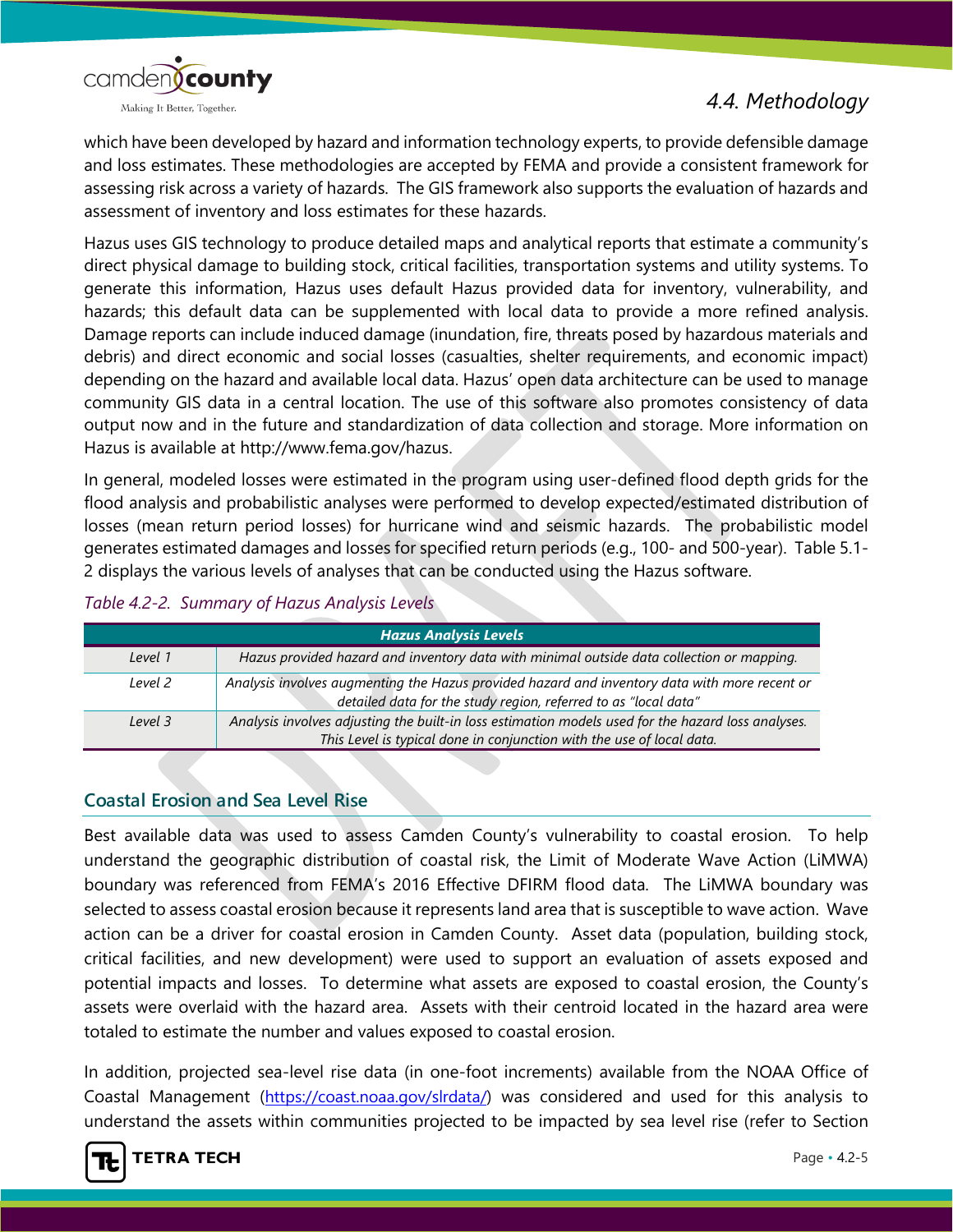which have been developed by hazard and information technology experts, to provide defensible damage and loss estimates. These methodologies are accepted by FEMA and provide a consistent framework for assessing risk across a variety of hazards. The GIS framework also supports the evaluation of hazards and assessment of inventory and loss estimates for these hazards.

Hazus uses GIS technology to produce detailed maps and analytical reports that estimate a community's direct physical damage to building stock, critical facilities, transportation systems and utility systems. To generate this information, Hazus uses default Hazus provided data for inventory, vulnerability, and hazards; this default data can be supplemented with local data to provide a more refined analysis. Damage reports can include induced damage (inundation, fire, threats posed by hazardous materials and debris) and direct economic and social losses (casualties, shelter requirements, and economic impact) depending on the hazard and available local data. Hazus' open data architecture can be used to manage community GIS data in a central location. The use of this software also promotes consistency of data output now and in the future and standardization of data collection and storage. More information on Hazus is available at http://www.fema.gov/hazus.

In general, modeled losses were estimated in the program using user-defined flood depth grids for the flood analysis and probabilistic analyses were performed to develop expected/estimated distribution of losses (mean return period losses) for hurricane wind and seismic hazards. The probabilistic model generates estimated damages and losses for specified return periods (e.g., 100- and 500-year). Table 5.1-2 displays the various levels of analyses that can be conducted using the Hazus software.

*Table 4.2-2. Summary of Hazus Analysis Levels*

| Hazus Analysis Levels | |
|---|---|
| *Level 1* | *Hazus provided hazard and inventory data with minimal outside data collection or mapping.* |
| *Level 2* | *Analysis involves augmenting the Hazus provided hazard and inventory data with more recent or detailed data for the study region, referred to as "local data"* |
| *Level 3* | *Analysis involves adjusting the built-in loss estimation models used for the hazard loss analyses. This Level is typical done in conjunction with the use of local data.* |

## Coastal Erosion and Sea Level Rise

Best available data was used to assess Camden County's vulnerability to coastal erosion. To help understand the geographic distribution of coastal risk, the Limit of Moderate Wave Action (LiMWA) boundary was referenced from FEMA's 2016 Effective DFIRM flood data. The LiMWA boundary was selected to assess coastal erosion because it represents land area that is susceptible to wave action. Wave action can be a driver for coastal erosion in Camden County. Asset data (population, building stock, critical facilities, and new development) were used to support an evaluation of assets exposed and potential impacts and losses. To determine what assets are exposed to coastal erosion, the County's assets were overlaid with the hazard area. Assets with their centroid located in the hazard area were totaled to estimate the number and values exposed to coastal erosion.

In addition, projected sea-level rise data (in one-foot increments) available from the NOAA Office of Coastal Management (https://coast.noaa.gov/slrdata/) was considered and used for this analysis to understand the assets within communities projected to be impacted by sea level rise (refer to Section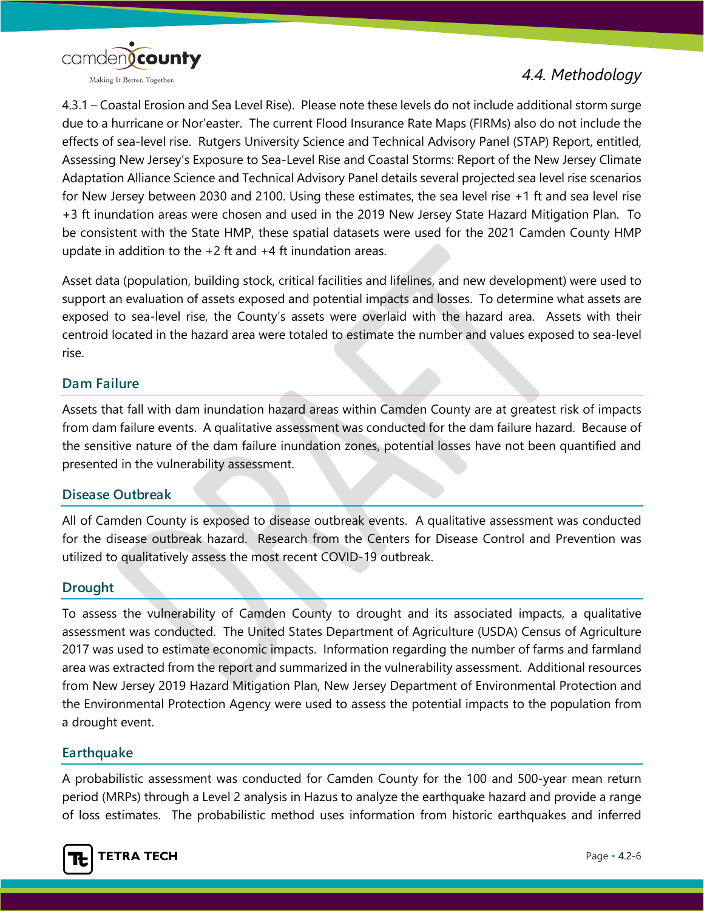4.3.1 – Coastal Erosion and Sea Level Rise). Please note these levels do not include additional storm surge due to a hurricane or Nor'easter. The current Flood Insurance Rate Maps (FIRMs) also do not include the effects of sea-level rise. Rutgers University Science and Technical Advisory Panel (STAP) Report, entitled, Assessing New Jersey's Exposure to Sea-Level Rise and Coastal Storms: Report of the New Jersey Climate Adaptation Alliance Science and Technical Advisory Panel details several projected sea level rise scenarios for New Jersey between 2030 and 2100. Using these estimates, the sea level rise +1 ft and sea level rise +3 ft inundation areas were chosen and used in the 2019 New Jersey State Hazard Mitigation Plan. To be consistent with the State HMP, these spatial datasets were used for the 2021 Camden County HMP update in addition to the +2 ft and +4 ft inundation areas.

Asset data (population, building stock, critical facilities and lifelines, and new development) were used to support an evaluation of assets exposed and potential impacts and losses. To determine what assets are exposed to sea-level rise, the County's assets were overlaid with the hazard area. Assets with their centroid located in the hazard area were totaled to estimate the number and values exposed to sea-level rise.

### Dam Failure

Assets that fall with dam inundation hazard areas within Camden County are at greatest risk of impacts from dam failure events. A qualitative assessment was conducted for the dam failure hazard. Because of the sensitive nature of the dam failure inundation zones, potential losses have not been quantified and presented in the vulnerability assessment.

### Disease Outbreak

All of Camden County is exposed to disease outbreak events. A qualitative assessment was conducted for the disease outbreak hazard. Research from the Centers for Disease Control and Prevention was utilized to qualitatively assess the most recent COVID-19 outbreak.

### Drought

To assess the vulnerability of Camden County to drought and its associated impacts, a qualitative assessment was conducted. The United States Department of Agriculture (USDA) Census of Agriculture 2017 was used to estimate economic impacts. Information regarding the number of farms and farmland area was extracted from the report and summarized in the vulnerability assessment. Additional resources from New Jersey 2019 Hazard Mitigation Plan, New Jersey Department of Environmental Protection and the Environmental Protection Agency were used to assess the potential impacts to the population from a drought event.

### Earthquake

A probabilistic assessment was conducted for Camden County for the 100 and 500-year mean return period (MRPs) through a Level 2 analysis in Hazus to analyze the earthquake hazard and provide a range of loss estimates. The probabilistic method uses information from historic earthquakes and inferred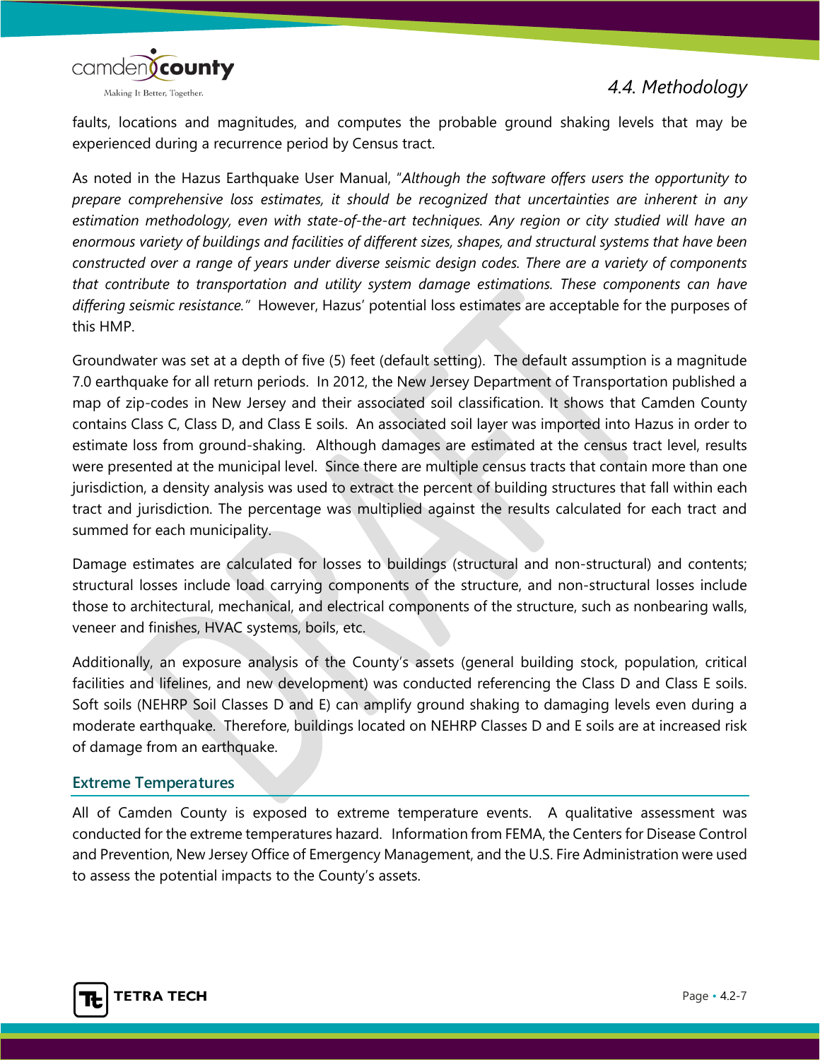faults, locations and magnitudes, and computes the probable ground shaking levels that may be experienced during a recurrence period by Census tract.

As noted in the Hazus Earthquake User Manual, "*Although the software offers users the opportunity to prepare comprehensive loss estimates, it should be recognized that uncertainties are inherent in any estimation methodology, even with state-of-the-art techniques. Any region or city studied will have an enormous variety of buildings and facilities of different sizes, shapes, and structural systems that have been constructed over a range of years under diverse seismic design codes. There are a variety of components that contribute to transportation and utility system damage estimations. These components can have differing seismic resistance.*" However, Hazus' potential loss estimates are acceptable for the purposes of this HMP.

Groundwater was set at a depth of five (5) feet (default setting). The default assumption is a magnitude 7.0 earthquake for all return periods. In 2012, the New Jersey Department of Transportation published a map of zip-codes in New Jersey and their associated soil classification. It shows that Camden County contains Class C, Class D, and Class E soils. An associated soil layer was imported into Hazus in order to estimate loss from ground-shaking. Although damages are estimated at the census tract level, results were presented at the municipal level. Since there are multiple census tracts that contain more than one jurisdiction, a density analysis was used to extract the percent of building structures that fall within each tract and jurisdiction. The percentage was multiplied against the results calculated for each tract and summed for each municipality.

Damage estimates are calculated for losses to buildings (structural and non-structural) and contents; structural losses include load carrying components of the structure, and non-structural losses include those to architectural, mechanical, and electrical components of the structure, such as nonbearing walls, veneer and finishes, HVAC systems, boils, etc.

Additionally, an exposure analysis of the County's assets (general building stock, population, critical facilities and lifelines, and new development) was conducted referencing the Class D and Class E soils. Soft soils (NEHRP Soil Classes D and E) can amplify ground shaking to damaging levels even during a moderate earthquake. Therefore, buildings located on NEHRP Classes D and E soils are at increased risk of damage from an earthquake.

### Extreme Temperatures

All of Camden County is exposed to extreme temperature events. A qualitative assessment was conducted for the extreme temperatures hazard. Information from FEMA, the Centers for Disease Control and Prevention, New Jersey Office of Emergency Management, and the U.S. Fire Administration were used to assess the potential impacts to the County's assets.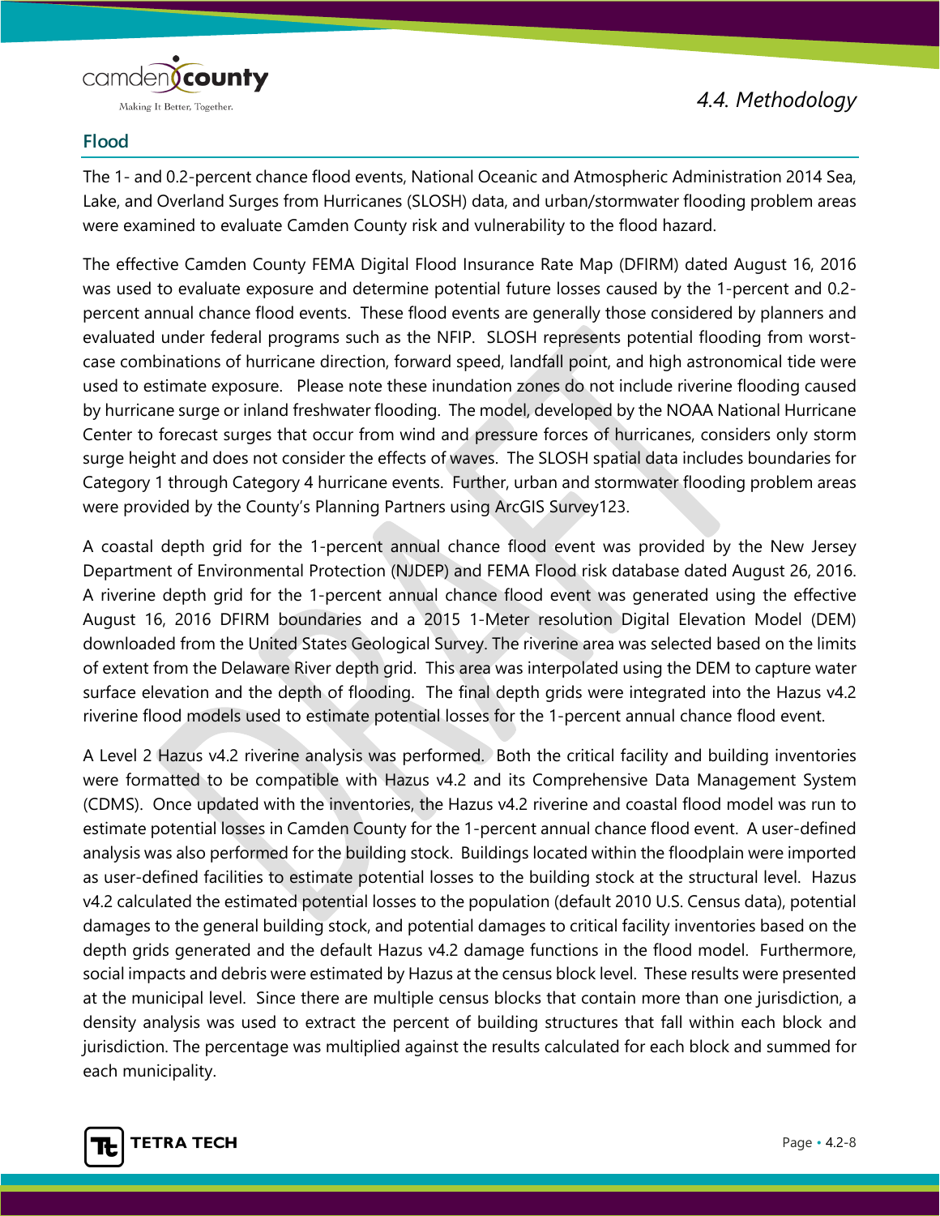## Flood

The 1- and 0.2-percent chance flood events, National Oceanic and Atmospheric Administration 2014 Sea, Lake, and Overland Surges from Hurricanes (SLOSH) data, and urban/stormwater flooding problem areas were examined to evaluate Camden County risk and vulnerability to the flood hazard.

The effective Camden County FEMA Digital Flood Insurance Rate Map (DFIRM) dated August 16, 2016 was used to evaluate exposure and determine potential future losses caused by the 1-percent and 0.2-percent annual chance flood events. These flood events are generally those considered by planners and evaluated under federal programs such as the NFIP. SLOSH represents potential flooding from worst-case combinations of hurricane direction, forward speed, landfall point, and high astronomical tide were used to estimate exposure. Please note these inundation zones do not include riverine flooding caused by hurricane surge or inland freshwater flooding. The model, developed by the NOAA National Hurricane Center to forecast surges that occur from wind and pressure forces of hurricanes, considers only storm surge height and does not consider the effects of waves. The SLOSH spatial data includes boundaries for Category 1 through Category 4 hurricane events. Further, urban and stormwater flooding problem areas were provided by the County's Planning Partners using ArcGIS Survey123.

A coastal depth grid for the 1-percent annual chance flood event was provided by the New Jersey Department of Environmental Protection (NJDEP) and FEMA Flood risk database dated August 26, 2016. A riverine depth grid for the 1-percent annual chance flood event was generated using the effective August 16, 2016 DFIRM boundaries and a 2015 1-Meter resolution Digital Elevation Model (DEM) downloaded from the United States Geological Survey. The riverine area was selected based on the limits of extent from the Delaware River depth grid. This area was interpolated using the DEM to capture water surface elevation and the depth of flooding. The final depth grids were integrated into the Hazus v4.2 riverine flood models used to estimate potential losses for the 1-percent annual chance flood event.

A Level 2 Hazus v4.2 riverine analysis was performed. Both the critical facility and building inventories were formatted to be compatible with Hazus v4.2 and its Comprehensive Data Management System (CDMS). Once updated with the inventories, the Hazus v4.2 riverine and coastal flood model was run to estimate potential losses in Camden County for the 1-percent annual chance flood event. A user-defined analysis was also performed for the building stock. Buildings located within the floodplain were imported as user-defined facilities to estimate potential losses to the building stock at the structural level. Hazus v4.2 calculated the estimated potential losses to the population (default 2010 U.S. Census data), potential damages to the general building stock, and potential damages to critical facility inventories based on the depth grids generated and the default Hazus v4.2 damage functions in the flood model. Furthermore, social impacts and debris were estimated by Hazus at the census block level. These results were presented at the municipal level. Since there are multiple census blocks that contain more than one jurisdiction, a density analysis was used to extract the percent of building structures that fall within each block and jurisdiction. The percentage was multiplied against the results calculated for each block and summed for each municipality.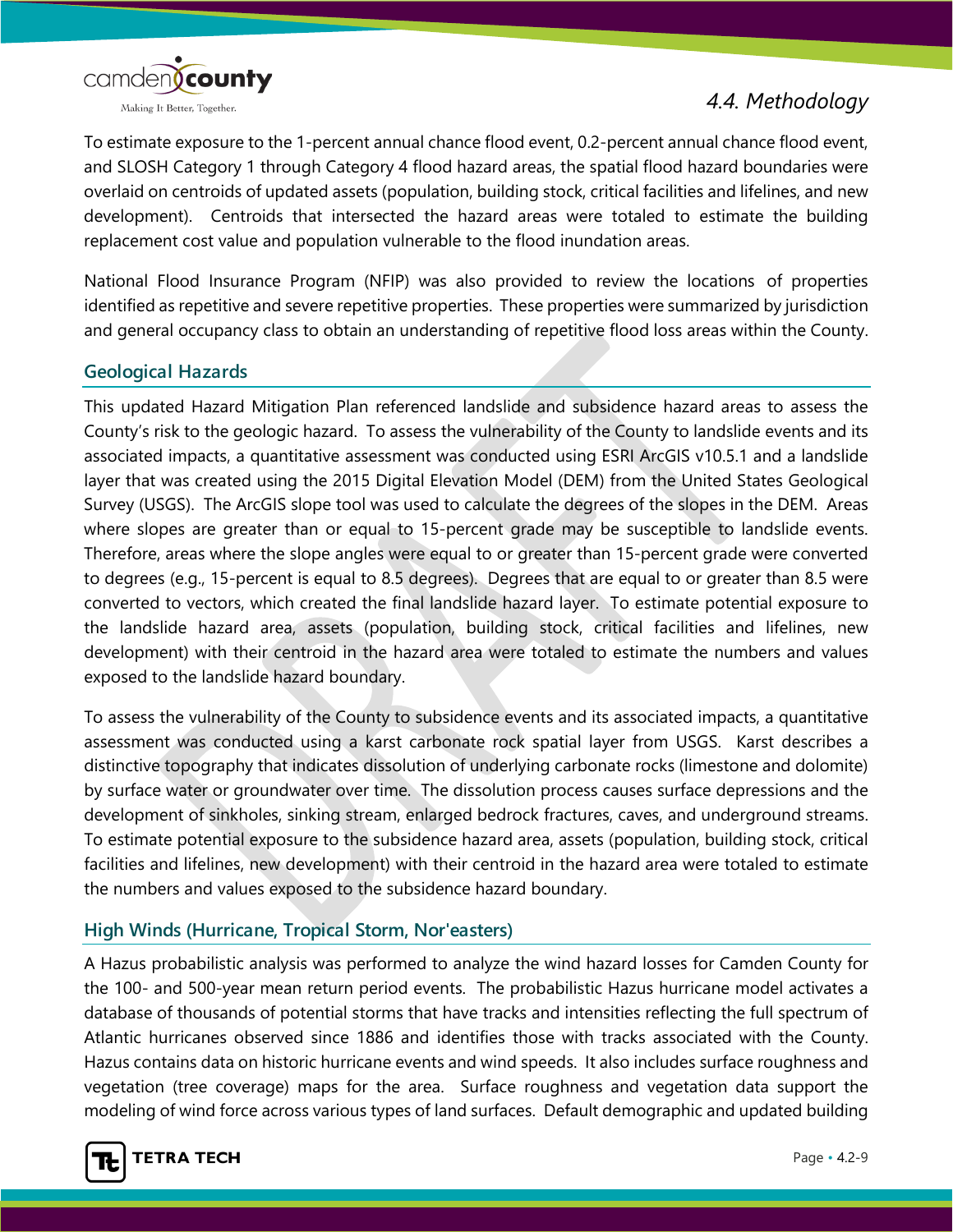To estimate exposure to the 1-percent annual chance flood event, 0.2-percent annual chance flood event, and SLOSH Category 1 through Category 4 flood hazard areas, the spatial flood hazard boundaries were overlaid on centroids of updated assets (population, building stock, critical facilities and lifelines, and new development). Centroids that intersected the hazard areas were totaled to estimate the building replacement cost value and population vulnerable to the flood inundation areas.

National Flood Insurance Program (NFIP) was also provided to review the locations of properties identified as repetitive and severe repetitive properties. These properties were summarized by jurisdiction and general occupancy class to obtain an understanding of repetitive flood loss areas within the County.

## Geological Hazards

This updated Hazard Mitigation Plan referenced landslide and subsidence hazard areas to assess the County's risk to the geologic hazard. To assess the vulnerability of the County to landslide events and its associated impacts, a quantitative assessment was conducted using ESRI ArcGIS v10.5.1 and a landslide layer that was created using the 2015 Digital Elevation Model (DEM) from the United States Geological Survey (USGS). The ArcGIS slope tool was used to calculate the degrees of the slopes in the DEM. Areas where slopes are greater than or equal to 15-percent grade may be susceptible to landslide events. Therefore, areas where the slope angles were equal to or greater than 15-percent grade were converted to degrees (e.g., 15-percent is equal to 8.5 degrees). Degrees that are equal to or greater than 8.5 were converted to vectors, which created the final landslide hazard layer. To estimate potential exposure to the landslide hazard area, assets (population, building stock, critical facilities and lifelines, new development) with their centroid in the hazard area were totaled to estimate the numbers and values exposed to the landslide hazard boundary.

To assess the vulnerability of the County to subsidence events and its associated impacts, a quantitative assessment was conducted using a karst carbonate rock spatial layer from USGS. Karst describes a distinctive topography that indicates dissolution of underlying carbonate rocks (limestone and dolomite) by surface water or groundwater over time. The dissolution process causes surface depressions and the development of sinkholes, sinking stream, enlarged bedrock fractures, caves, and underground streams. To estimate potential exposure to the subsidence hazard area, assets (population, building stock, critical facilities and lifelines, new development) with their centroid in the hazard area were totaled to estimate the numbers and values exposed to the subsidence hazard boundary.

## High Winds (Hurricane, Tropical Storm, Nor'easters)

A Hazus probabilistic analysis was performed to analyze the wind hazard losses for Camden County for the 100- and 500-year mean return period events. The probabilistic Hazus hurricane model activates a database of thousands of potential storms that have tracks and intensities reflecting the full spectrum of Atlantic hurricanes observed since 1886 and identifies those with tracks associated with the County. Hazus contains data on historic hurricane events and wind speeds. It also includes surface roughness and vegetation (tree coverage) maps for the area. Surface roughness and vegetation data support the modeling of wind force across various types of land surfaces. Default demographic and updated building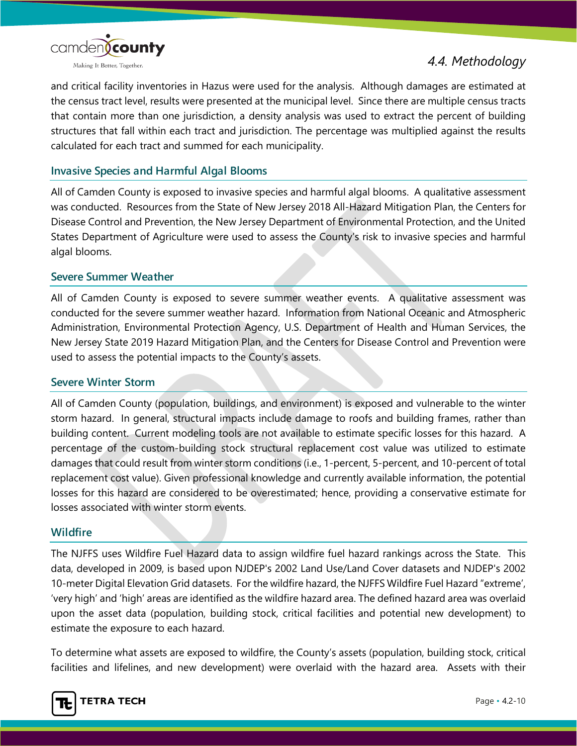and critical facility inventories in Hazus were used for the analysis. Although damages are estimated at the census tract level, results were presented at the municipal level. Since there are multiple census tracts that contain more than one jurisdiction, a density analysis was used to extract the percent of building structures that fall within each tract and jurisdiction. The percentage was multiplied against the results calculated for each tract and summed for each municipality.

### Invasive Species and Harmful Algal Blooms

All of Camden County is exposed to invasive species and harmful algal blooms. A qualitative assessment was conducted. Resources from the State of New Jersey 2018 All-Hazard Mitigation Plan, the Centers for Disease Control and Prevention, the New Jersey Department of Environmental Protection, and the United States Department of Agriculture were used to assess the County's risk to invasive species and harmful algal blooms.

### Severe Summer Weather

All of Camden County is exposed to severe summer weather events. A qualitative assessment was conducted for the severe summer weather hazard. Information from National Oceanic and Atmospheric Administration, Environmental Protection Agency, U.S. Department of Health and Human Services, the New Jersey State 2019 Hazard Mitigation Plan, and the Centers for Disease Control and Prevention were used to assess the potential impacts to the County's assets.

### Severe Winter Storm

All of Camden County (population, buildings, and environment) is exposed and vulnerable to the winter storm hazard. In general, structural impacts include damage to roofs and building frames, rather than building content. Current modeling tools are not available to estimate specific losses for this hazard. A percentage of the custom-building stock structural replacement cost value was utilized to estimate damages that could result from winter storm conditions (i.e., 1-percent, 5-percent, and 10-percent of total replacement cost value). Given professional knowledge and currently available information, the potential losses for this hazard are considered to be overestimated; hence, providing a conservative estimate for losses associated with winter storm events.

### Wildfire

The NJFFS uses Wildfire Fuel Hazard data to assign wildfire fuel hazard rankings across the State. This data, developed in 2009, is based upon NJDEP's 2002 Land Use/Land Cover datasets and NJDEP's 2002 10-meter Digital Elevation Grid datasets. For the wildfire hazard, the NJFFS Wildfire Fuel Hazard "extreme', 'very high' and 'high' areas are identified as the wildfire hazard area. The defined hazard area was overlaid upon the asset data (population, building stock, critical facilities and potential new development) to estimate the exposure to each hazard.

To determine what assets are exposed to wildfire, the County's assets (population, building stock, critical facilities and lifelines, and new development) were overlaid with the hazard area. Assets with their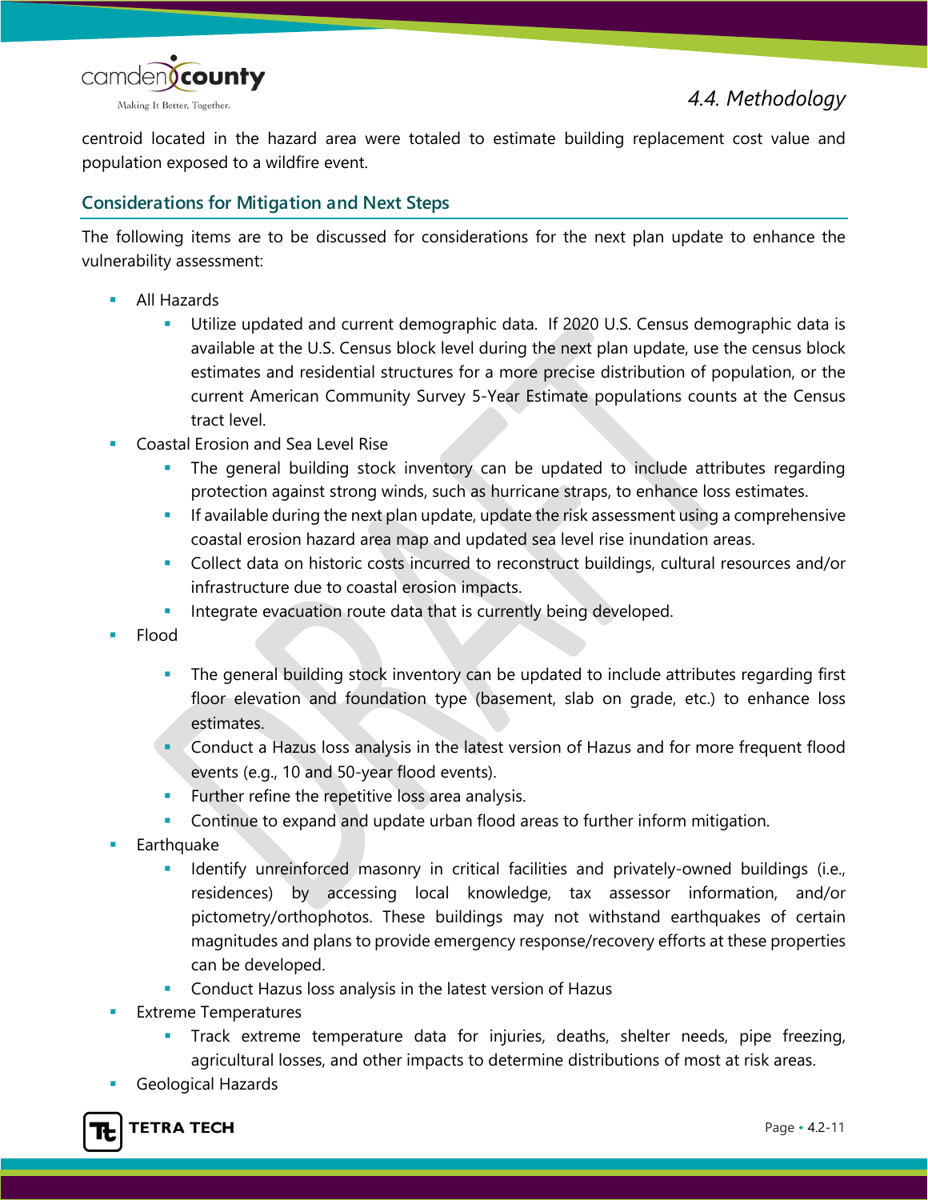centroid located in the hazard area were totaled to estimate building replacement cost value and population exposed to a wildfire event.

## Considerations for Mitigation and Next Steps

The following items are to be discussed for considerations for the next plan update to enhance the vulnerability assessment:

- All Hazards
  - Utilize updated and current demographic data. If 2020 U.S. Census demographic data is available at the U.S. Census block level during the next plan update, use the census block estimates and residential structures for a more precise distribution of population, or the current American Community Survey 5-Year Estimate populations counts at the Census tract level.
- Coastal Erosion and Sea Level Rise
  - The general building stock inventory can be updated to include attributes regarding protection against strong winds, such as hurricane straps, to enhance loss estimates.
  - If available during the next plan update, update the risk assessment using a comprehensive coastal erosion hazard area map and updated sea level rise inundation areas.
  - Collect data on historic costs incurred to reconstruct buildings, cultural resources and/or infrastructure due to coastal erosion impacts.
  - Integrate evacuation route data that is currently being developed.
- Flood
  - The general building stock inventory can be updated to include attributes regarding first floor elevation and foundation type (basement, slab on grade, etc.) to enhance loss estimates.
  - Conduct a Hazus loss analysis in the latest version of Hazus and for more frequent flood events (e.g., 10 and 50-year flood events).
  - Further refine the repetitive loss area analysis.
  - Continue to expand and update urban flood areas to further inform mitigation.
- Earthquake
  - Identify unreinforced masonry in critical facilities and privately-owned buildings (i.e., residences) by accessing local knowledge, tax assessor information, and/or pictometry/orthophotos. These buildings may not withstand earthquakes of certain magnitudes and plans to provide emergency response/recovery efforts at these properties can be developed.
  - Conduct Hazus loss analysis in the latest version of Hazus
- Extreme Temperatures
  - Track extreme temperature data for injuries, deaths, shelter needs, pipe freezing, agricultural losses, and other impacts to determine distributions of most at risk areas.
- Geological Hazards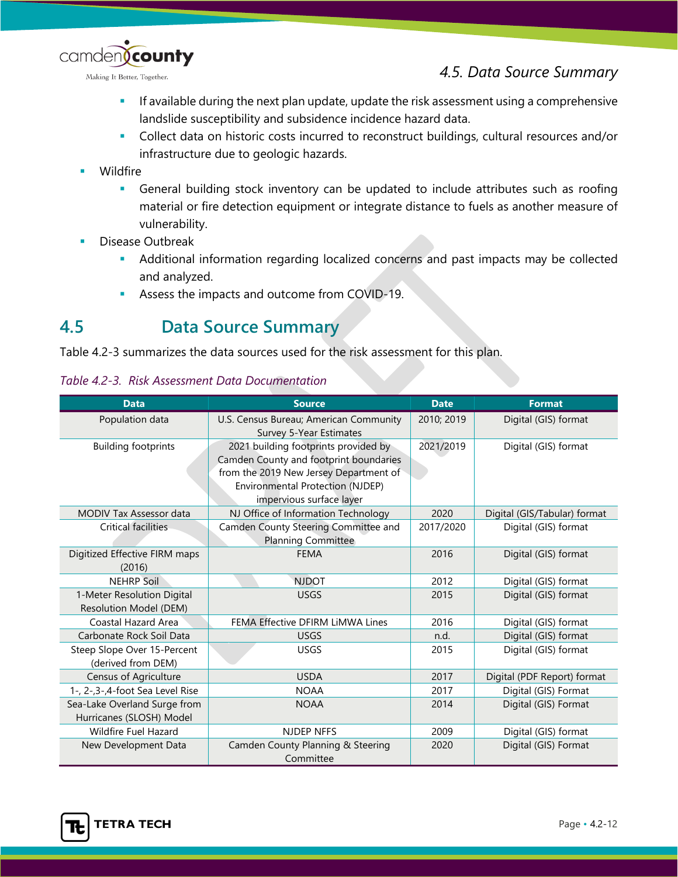- If available during the next plan update, update the risk assessment using a comprehensive landslide susceptibility and subsidence incidence hazard data.
    - Collect data on historic costs incurred to reconstruct buildings, cultural resources and/or infrastructure due to geologic hazards.
- Wildfire
    - General building stock inventory can be updated to include attributes such as roofing material or fire detection equipment or integrate distance to fuels as another measure of vulnerability.
- Disease Outbreak
    - Additional information regarding localized concerns and past impacts may be collected and analyzed.
    - Assess the impacts and outcome from COVID-19.

## 4.5 Data Source Summary

Table 4.2-3 summarizes the data sources used for the risk assessment for this plan.

*Table 4.2-3. Risk Assessment Data Documentation*

| Data | Source | Date | Format |
|---|---|---|---|
| Population data | U.S. Census Bureau; American Community Survey 5-Year Estimates | 2010; 2019 | Digital (GIS) format |
| Building footprints | 2021 building footprints provided by Camden County and footprint boundaries from the 2019 New Jersey Department of Environmental Protection (NJDEP) impervious surface layer | 2021/2019 | Digital (GIS) format |
| MODIV Tax Assessor data | NJ Office of Information Technology | 2020 | Digital (GIS/Tabular) format |
| Critical facilities | Camden County Steering Committee and Planning Committee | 2017/2020 | Digital (GIS) format |
| Digitized Effective FIRM maps (2016) | FEMA | 2016 | Digital (GIS) format |
| NEHRP Soil | NJDOT | 2012 | Digital (GIS) format |
| 1-Meter Resolution Digital Resolution Model (DEM) | USGS | 2015 | Digital (GIS) format |
| Coastal Hazard Area | FEMA Effective DFIRM LiMWA Lines | 2016 | Digital (GIS) format |
| Carbonate Rock Soil Data | USGS | n.d. | Digital (GIS) format |
| Steep Slope Over 15-Percent (derived from DEM) | USGS | 2015 | Digital (GIS) format |
| Census of Agriculture | USDA | 2017 | Digital (PDF Report) format |
| 1-, 2-,3-,4-foot Sea Level Rise | NOAA | 2017 | Digital (GIS) Format |
| Sea-Lake Overland Surge from Hurricanes (SLOSH) Model | NOAA | 2014 | Digital (GIS) Format |
| Wildfire Fuel Hazard | NJDEP NFFS | 2009 | Digital (GIS) format |
| New Development Data | Camden County Planning & Steering Committee | 2020 | Digital (GIS) Format |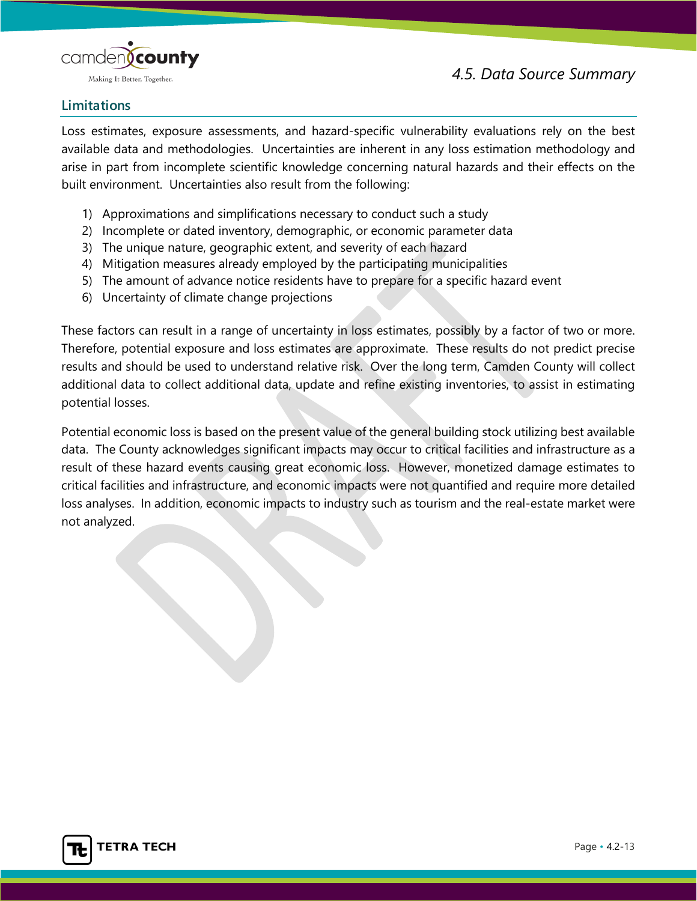## Limitations

Loss estimates, exposure assessments, and hazard-specific vulnerability evaluations rely on the best available data and methodologies. Uncertainties are inherent in any loss estimation methodology and arise in part from incomplete scientific knowledge concerning natural hazards and their effects on the built environment. Uncertainties also result from the following:

1) Approximations and simplifications necessary to conduct such a study
2) Incomplete or dated inventory, demographic, or economic parameter data
3) The unique nature, geographic extent, and severity of each hazard
4) Mitigation measures already employed by the participating municipalities
5) The amount of advance notice residents have to prepare for a specific hazard event
6) Uncertainty of climate change projections

These factors can result in a range of uncertainty in loss estimates, possibly by a factor of two or more. Therefore, potential exposure and loss estimates are approximate. These results do not predict precise results and should be used to understand relative risk. Over the long term, Camden County will collect additional data to collect additional data, update and refine existing inventories, to assist in estimating potential losses.

Potential economic loss is based on the present value of the general building stock utilizing best available data. The County acknowledges significant impacts may occur to critical facilities and infrastructure as a result of these hazard events causing great economic loss. However, monetized damage estimates to critical facilities and infrastructure, and economic impacts were not quantified and require more detailed loss analyses. In addition, economic impacts to industry such as tourism and the real-estate market were not analyzed.